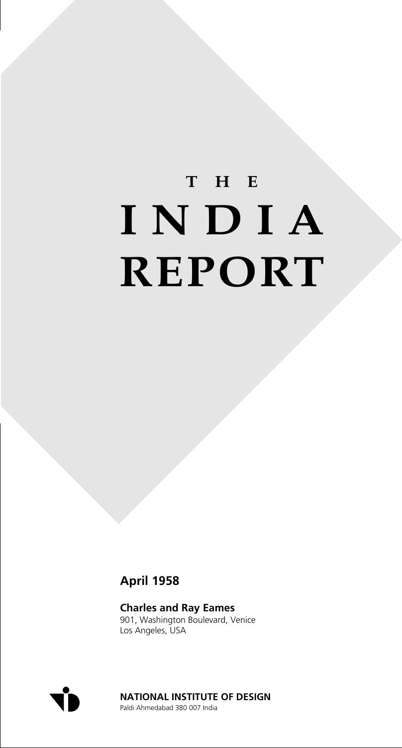# THE INDIA REPORT

**April 1958**

**Charles and Ray Eames**
901, Washington Boulevard, Venice
Los Angeles, USA

**NATIONAL INSTITUTE OF DESIGN**
Paldi Ahmedabad 380 007 India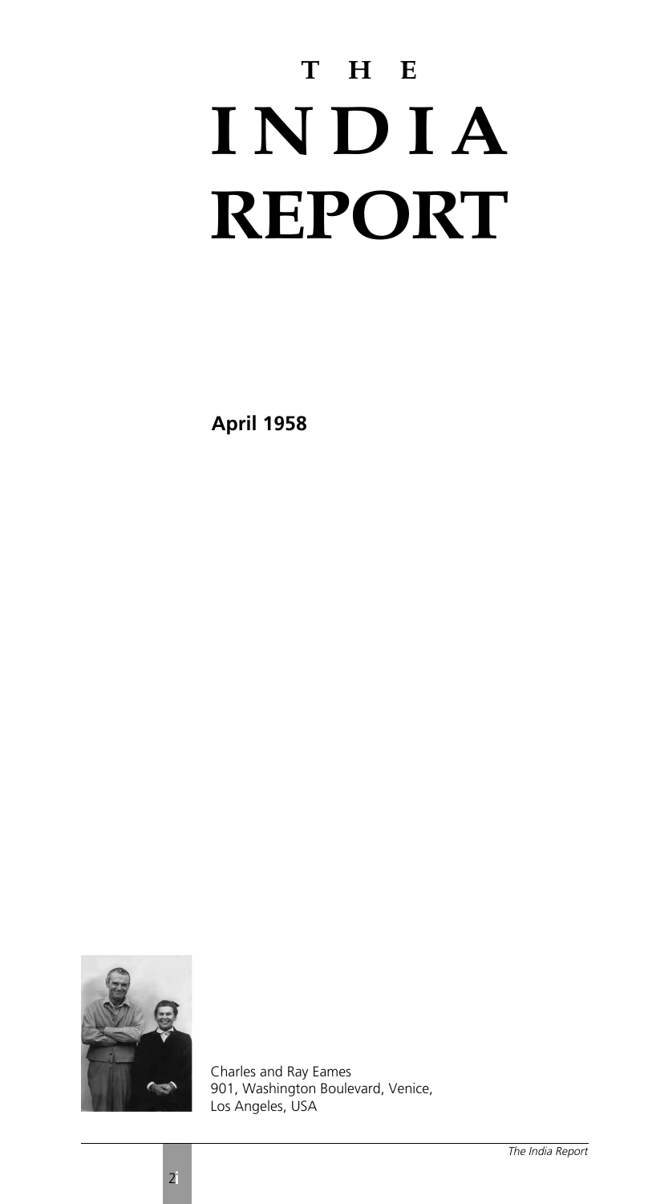# THE INDIA REPORT

**April 1958**

Charles and Ray Eames
901, Washington Boulevard, Venice,
Los Angeles, USA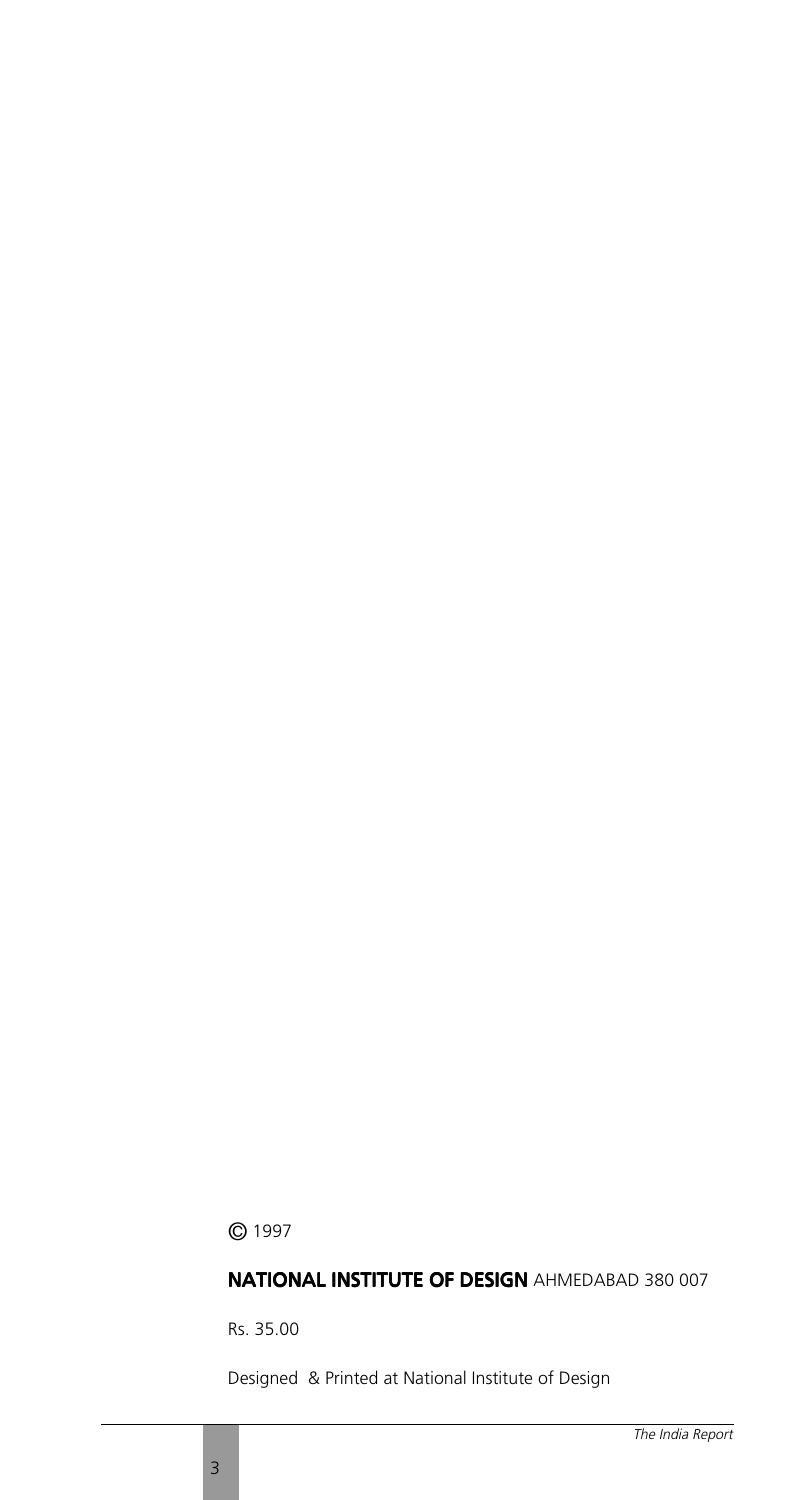© 1997

**NATIONAL INSTITUTE OF DESIGN** AHMEDABAD 380 007

Rs. 35.00

Designed & Printed at National Institute of Design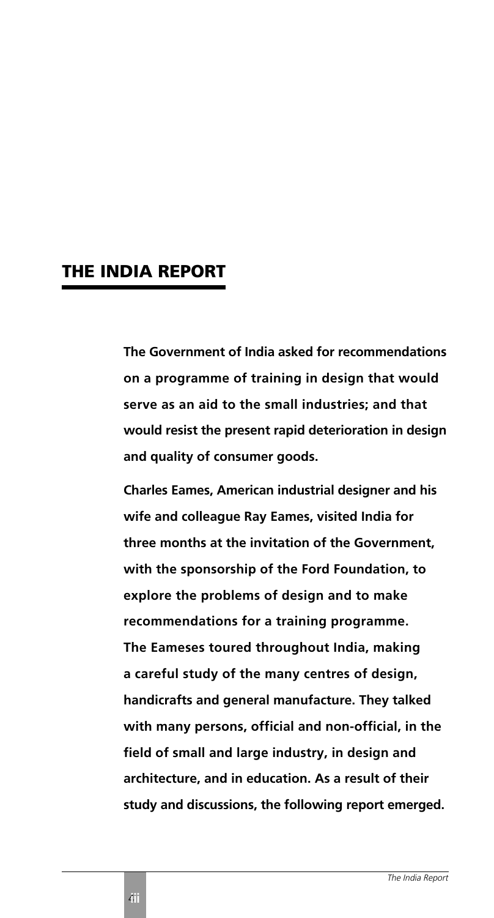# THE INDIA REPORT

**The Government of India asked for recommendations on a programme of training in design that would serve as an aid to the small industries; and that would resist the present rapid deterioration in design and quality of consumer goods.**

**Charles Eames, American industrial designer and his wife and colleague Ray Eames, visited India for three months at the invitation of the Government, with the sponsorship of the Ford Foundation, to explore the problems of design and to make recommendations for a training programme. The Eameses toured throughout India, making a careful study of the many centres of design, handicrafts and general manufacture. They talked with many persons, official and non-official, in the field of small and large industry, in design and architecture, and in education. As a result of their study and discussions, the following report emerged.**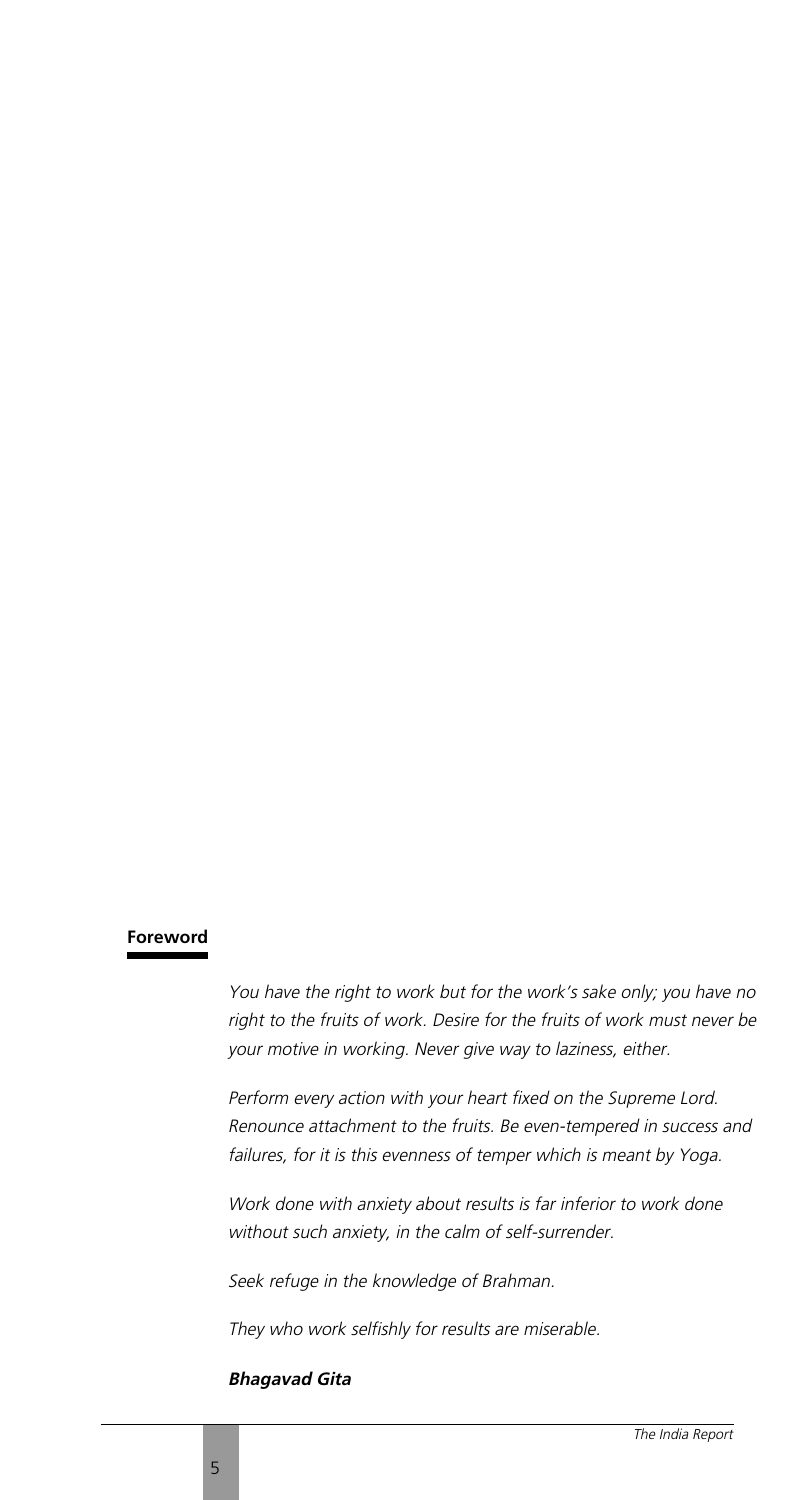## Foreword

*You have the right to work but for the work's sake only; you have no right to the fruits of work. Desire for the fruits of work must never be your motive in working. Never give way to laziness, either.*

*Perform every action with your heart fixed on the Supreme Lord. Renounce attachment to the fruits. Be even-tempered in success and failures, for it is this evenness of temper which is meant by Yoga.*

*Work done with anxiety about results is far inferior to work done without such anxiety, in the calm of self-surrender.*

*Seek refuge in the knowledge of Brahman.*

*They who work selfishly for results are miserable.*

***Bhagavad Gita***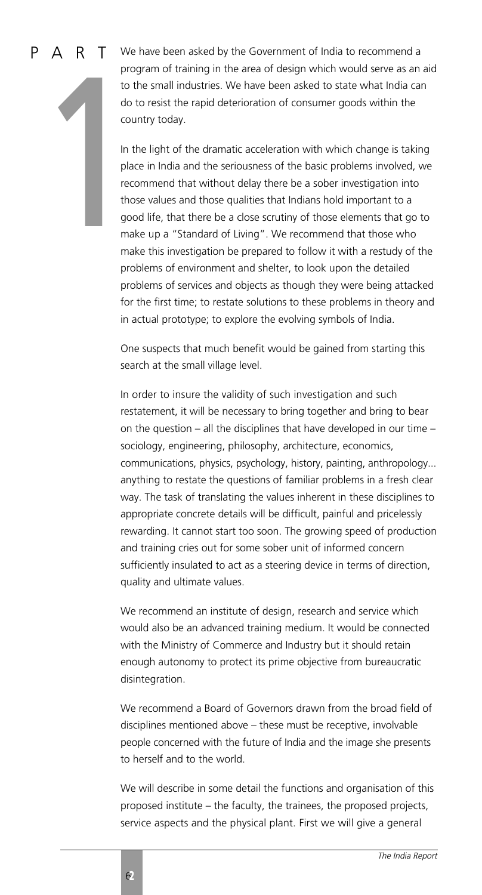# PART 1

We have been asked by the Government of India to recommend a program of training in the area of design which would serve as an aid to the small industries. We have been asked to state what India can do to resist the rapid deterioration of consumer goods within the country today.

In the light of the dramatic acceleration with which change is taking place in India and the seriousness of the basic problems involved, we recommend that without delay there be a sober investigation into those values and those qualities that Indians hold important to a good life, that there be a close scrutiny of those elements that go to make up a "Standard of Living". We recommend that those who make this investigation be prepared to follow it with a restudy of the problems of environment and shelter, to look upon the detailed problems of services and objects as though they were being attacked for the first time; to restate solutions to these problems in theory and in actual prototype; to explore the evolving symbols of India.

One suspects that much benefit would be gained from starting this search at the small village level.

In order to insure the validity of such investigation and such restatement, it will be necessary to bring together and bring to bear on the question – all the disciplines that have developed in our time – sociology, engineering, philosophy, architecture, economics, communications, physics, psychology, history, painting, anthropology... anything to restate the questions of familiar problems in a fresh clear way. The task of translating the values inherent in these disciplines to appropriate concrete details will be difficult, painful and pricelessly rewarding. It cannot start too soon. The growing speed of production and training cries out for some sober unit of informed concern sufficiently insulated to act as a steering device in terms of direction, quality and ultimate values.

We recommend an institute of design, research and service which would also be an advanced training medium. It would be connected with the Ministry of Commerce and Industry but it should retain enough autonomy to protect its prime objective from bureaucratic disintegration.

We recommend a Board of Governors drawn from the broad field of disciplines mentioned above – these must be receptive, involvable people concerned with the future of India and the image she presents to herself and to the world.

We will describe in some detail the functions and organisation of this proposed institute – the faculty, the trainees, the proposed projects, service aspects and the physical plant. First we will give a general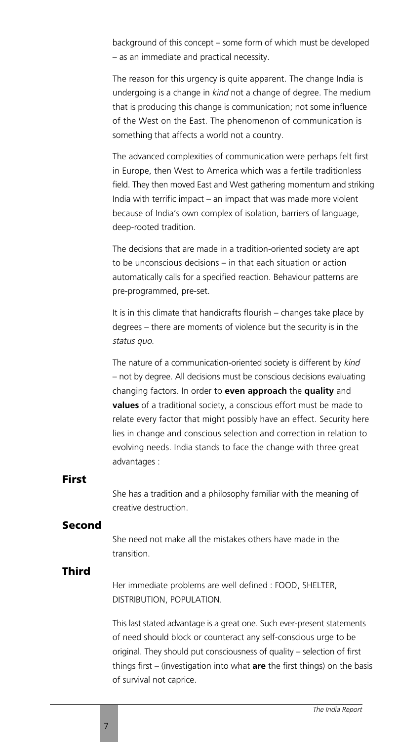background of this concept – some form of which must be developed – as an immediate and practical necessity.

The reason for this urgency is quite apparent. The change India is undergoing is a change in *kind* not a change of degree. The medium that is producing this change is communication; not some influence of the West on the East. The phenomenon of communication is something that affects a world not a country.

The advanced complexities of communication were perhaps felt first in Europe, then West to America which was a fertile traditionless field. They then moved East and West gathering momentum and striking India with terrific impact – an impact that was made more violent because of India's own complex of isolation, barriers of language, deep-rooted tradition.

The decisions that are made in a tradition-oriented society are apt to be unconscious decisions – in that each situation or action automatically calls for a specified reaction. Behaviour patterns are pre-programmed, pre-set.

It is in this climate that handicrafts flourish – changes take place by degrees – there are moments of violence but the security is in the *status quo.*

The nature of a communication-oriented society is different by *kind* – not by degree. All decisions must be conscious decisions evaluating changing factors. In order to **even approach** the **quality** and **values** of a traditional society, a conscious effort must be made to relate every factor that might possibly have an effect. Security here lies in change and conscious selection and correction in relation to evolving needs. India stands to face the change with three great advantages :

**First**

She has a tradition and a philosophy familiar with the meaning of creative destruction.

**Second**

She need not make all the mistakes others have made in the transition.

**Third**

Her immediate problems are well defined : FOOD, SHELTER, DISTRIBUTION, POPULATION.

This last stated advantage is a great one. Such ever-present statements of need should block or counteract any self-conscious urge to be original. They should put consciousness of quality – selection of first things first – (investigation into what **are** the first things) on the basis of survival not caprice.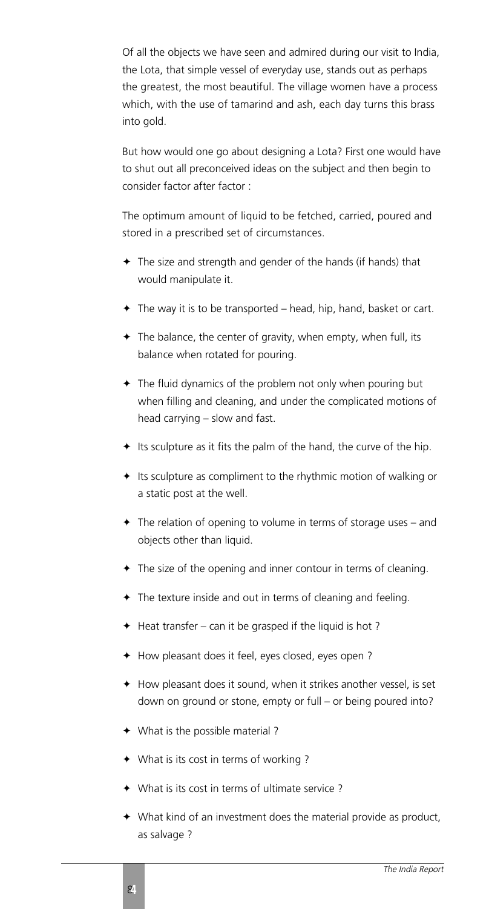Of all the objects we have seen and admired during our visit to India, the Lota, that simple vessel of everyday use, stands out as perhaps the greatest, the most beautiful. The village women have a process which, with the use of tamarind and ash, each day turns this brass into gold.

But how would one go about designing a Lota? First one would have to shut out all preconceived ideas on the subject and then begin to consider factor after factor :

The optimum amount of liquid to be fetched, carried, poured and stored in a prescribed set of circumstances.

- The size and strength and gender of the hands (if hands) that would manipulate it.
- The way it is to be transported – head, hip, hand, basket or cart.
- The balance, the center of gravity, when empty, when full, its balance when rotated for pouring.
- The fluid dynamics of the problem not only when pouring but when filling and cleaning, and under the complicated motions of head carrying – slow and fast.
- Its sculpture as it fits the palm of the hand, the curve of the hip.
- Its sculpture as compliment to the rhythmic motion of walking or a static post at the well.
- The relation of opening to volume in terms of storage uses – and objects other than liquid.
- The size of the opening and inner contour in terms of cleaning.
- The texture inside and out in terms of cleaning and feeling.
- Heat transfer – can it be grasped if the liquid is hot ?
- How pleasant does it feel, eyes closed, eyes open ?
- How pleasant does it sound, when it strikes another vessel, is set down on ground or stone, empty or full – or being poured into?
- What is the possible material ?
- What is its cost in terms of working ?
- What is its cost in terms of ultimate service ?
- What kind of an investment does the material provide as product, as salvage ?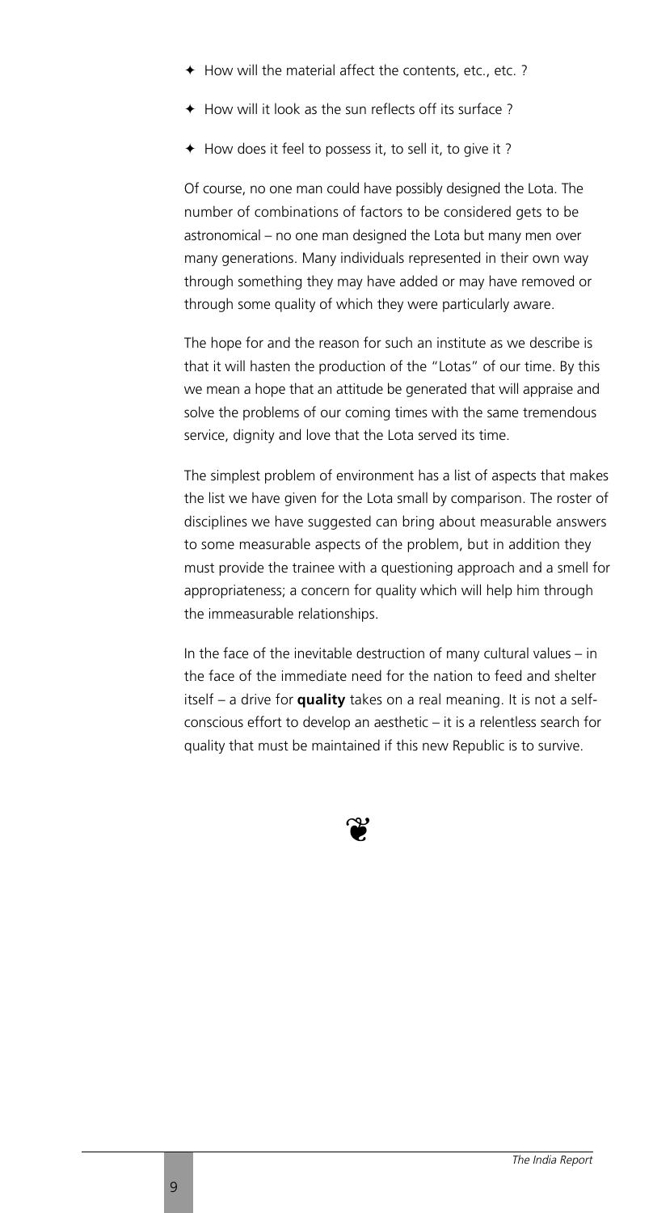- How will the material affect the contents, etc., etc. ?
- How will it look as the sun reflects off its surface ?
- How does it feel to possess it, to sell it, to give it ?

Of course, no one man could have possibly designed the Lota. The number of combinations of factors to be considered gets to be astronomical – no one man designed the Lota but many men over many generations. Many individuals represented in their own way through something they may have added or may have removed or through some quality of which they were particularly aware.

The hope for and the reason for such an institute as we describe is that it will hasten the production of the "Lotas" of our time. By this we mean a hope that an attitude be generated that will appraise and solve the problems of our coming times with the same tremendous service, dignity and love that the Lota served its time.

The simplest problem of environment has a list of aspects that makes the list we have given for the Lota small by comparison. The roster of disciplines we have suggested can bring about measurable answers to some measurable aspects of the problem, but in addition they must provide the trainee with a questioning approach and a smell for appropriateness; a concern for quality which will help him through the immeasurable relationships.

In the face of the inevitable destruction of many cultural values – in the face of the immediate need for the nation to feed and shelter itself – a drive for **quality** takes on a real meaning. It is not a self-conscious effort to develop an aesthetic – it is a relentless search for quality that must be maintained if this new Republic is to survive.

❦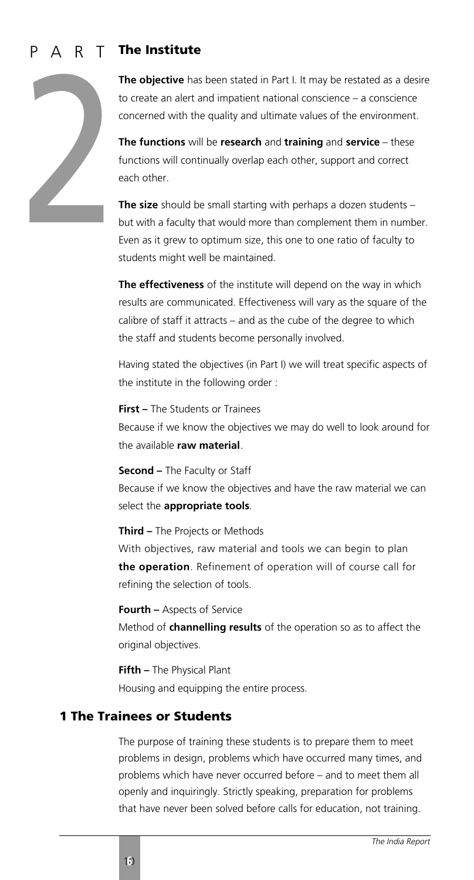# PART 2 The Institute

**The objective** has been stated in Part I. It may be restated as a desire to create an alert and impatient national conscience – a conscience concerned with the quality and ultimate values of the environment.

**The functions** will be **research** and **training** and **service** – these functions will continually overlap each other, support and correct each other.

**The size** should be small starting with perhaps a dozen students – but with a faculty that would more than complement them in number. Even as it grew to optimum size, this one to one ratio of faculty to students might well be maintained.

**The effectiveness** of the institute will depend on the way in which results are communicated. Effectiveness will vary as the square of the calibre of staff it attracts – and as the cube of the degree to which the staff and students become personally involved.

Having stated the objectives (in Part I) we will treat specific aspects of the institute in the following order :

**First –** The Students or Trainees
Because if we know the objectives we may do well to look around for the available **raw material**.

**Second –** The Faculty or Staff
Because if we know the objectives and have the raw material we can select the **appropriate tools**.

**Third –** The Projects or Methods
With objectives, raw material and tools we can begin to plan **the operation**. Refinement of operation will of course call for refining the selection of tools.

**Fourth –** Aspects of Service
Method of **channelling results** of the operation so as to affect the original objectives.

**Fifth –** The Physical Plant
Housing and equipping the entire process.

## 1 The Trainees or Students

The purpose of training these students is to prepare them to meet problems in design, problems which have occurred many times, and problems which have never occurred before – and to meet them all openly and inquiringly. Strictly speaking, preparation for problems that have never been solved before calls for education, not training.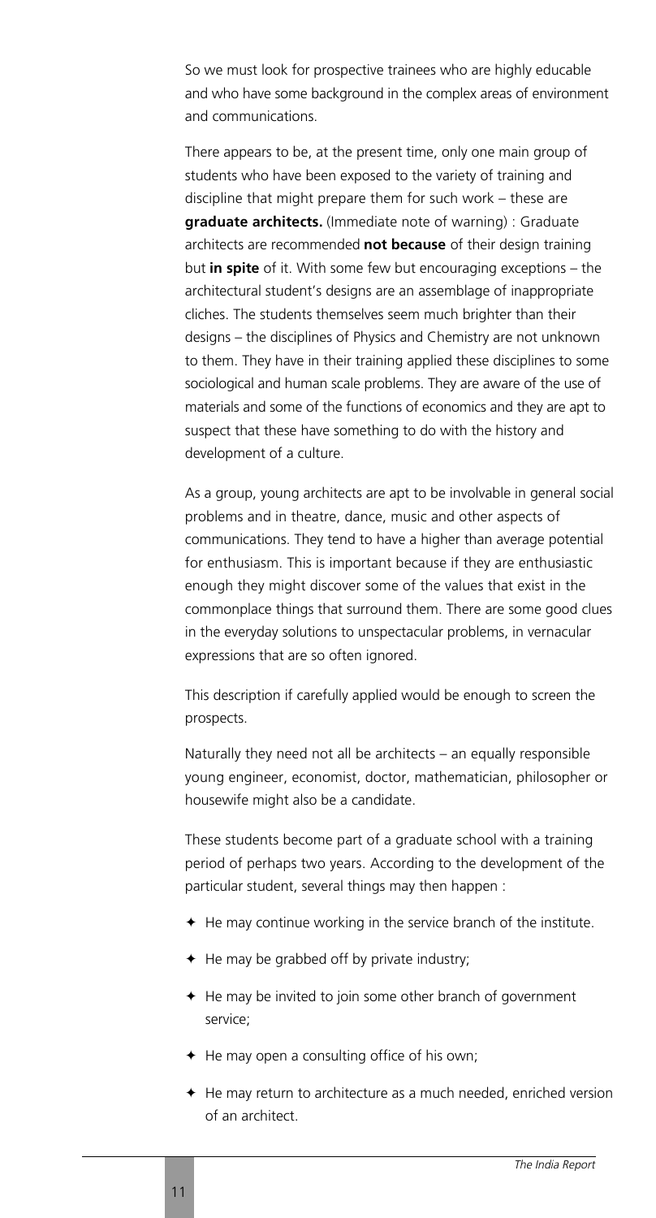So we must look for prospective trainees who are highly educable and who have some background in the complex areas of environment and communications.

There appears to be, at the present time, only one main group of students who have been exposed to the variety of training and discipline that might prepare them for such work – these are **graduate architects.** (Immediate note of warning) : Graduate architects are recommended **not because** of their design training but **in spite** of it. With some few but encouraging exceptions – the architectural student's designs are an assemblage of inappropriate cliches. The students themselves seem much brighter than their designs – the disciplines of Physics and Chemistry are not unknown to them. They have in their training applied these disciplines to some sociological and human scale problems. They are aware of the use of materials and some of the functions of economics and they are apt to suspect that these have something to do with the history and development of a culture.

As a group, young architects are apt to be involvable in general social problems and in theatre, dance, music and other aspects of communications. They tend to have a higher than average potential for enthusiasm. This is important because if they are enthusiastic enough they might discover some of the values that exist in the commonplace things that surround them. There are some good clues in the everyday solutions to unspectacular problems, in vernacular expressions that are so often ignored.

This description if carefully applied would be enough to screen the prospects.

Naturally they need not all be architects – an equally responsible young engineer, economist, doctor, mathematician, philosopher or housewife might also be a candidate.

These students become part of a graduate school with a training period of perhaps two years. According to the development of the particular student, several things may then happen :

- He may continue working in the service branch of the institute.
- He may be grabbed off by private industry;
- He may be invited to join some other branch of government service;
- He may open a consulting office of his own;
- He may return to architecture as a much needed, enriched version of an architect.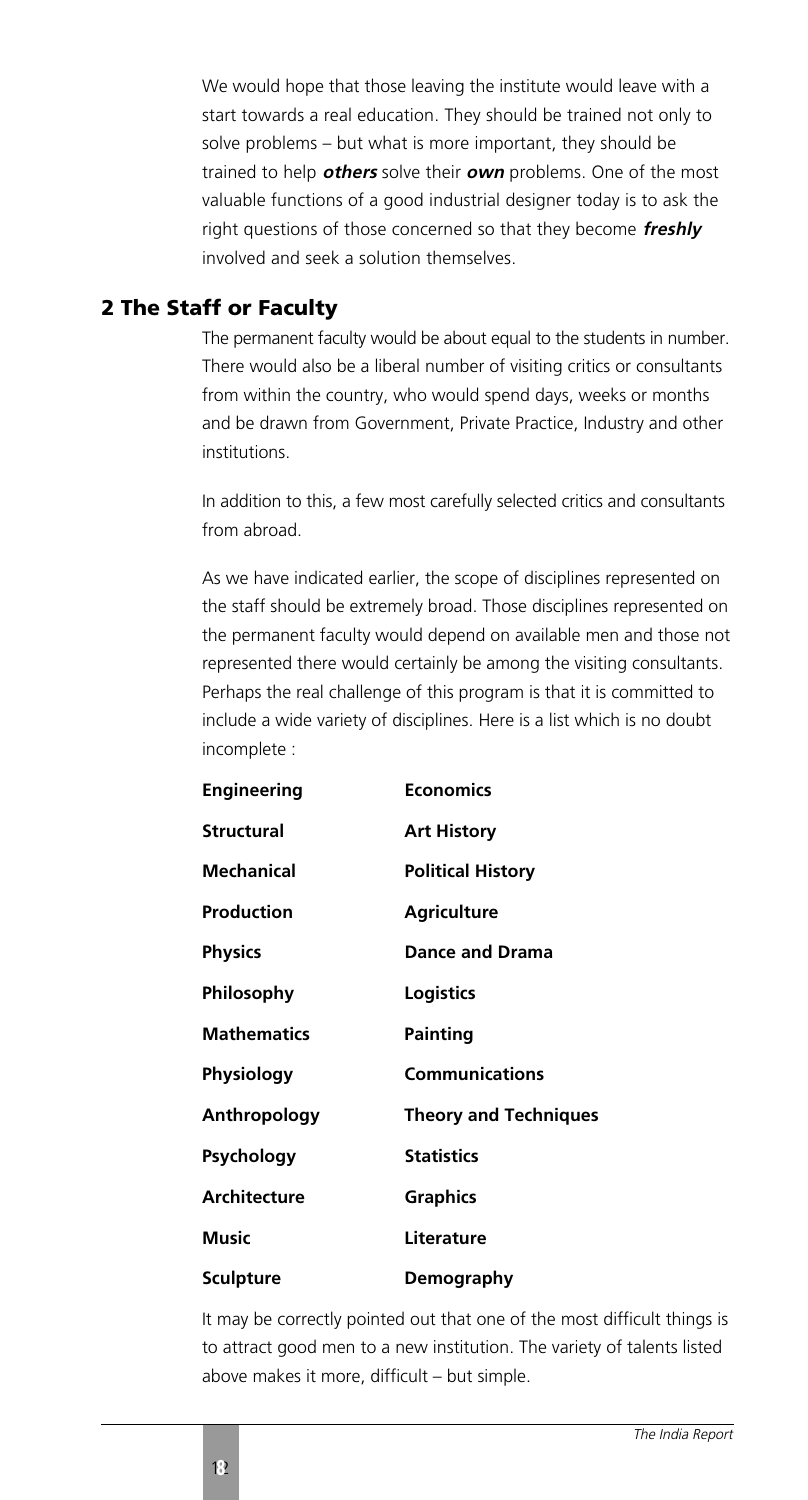We would hope that those leaving the institute would leave with a start towards a real education. They should be trained not only to solve problems – but what is more important, they should be trained to help ***others*** solve their ***own*** problems. One of the most valuable functions of a good industrial designer today is to ask the right questions of those concerned so that they become ***freshly*** involved and seek a solution themselves.

## 2 The Staff or Faculty

The permanent faculty would be about equal to the students in number. There would also be a liberal number of visiting critics or consultants from within the country, who would spend days, weeks or months and be drawn from Government, Private Practice, Industry and other institutions.

In addition to this, a few most carefully selected critics and consultants from abroad.

As we have indicated earlier, the scope of disciplines represented on the staff should be extremely broad. Those disciplines represented on the permanent faculty would depend on available men and those not represented there would certainly be among the visiting consultants. Perhaps the real challenge of this program is that it is committed to include a wide variety of disciplines. Here is a list which is no doubt incomplete :

| | |
|---|---|
| **Engineering** | **Economics** |
| **Structural** | **Art History** |
| **Mechanical** | **Political History** |
| **Production** | **Agriculture** |
| **Physics** | **Dance and Drama** |
| **Philosophy** | **Logistics** |
| **Mathematics** | **Painting** |
| **Physiology** | **Communications** |
| **Anthropology** | **Theory and Techniques** |
| **Psychology** | **Statistics** |
| **Architecture** | **Graphics** |
| **Music** | **Literature** |
| **Sculpture** | **Demography** |

It may be correctly pointed out that one of the most difficult things is to attract good men to a new institution. The variety of talents listed above makes it more, difficult – but simple.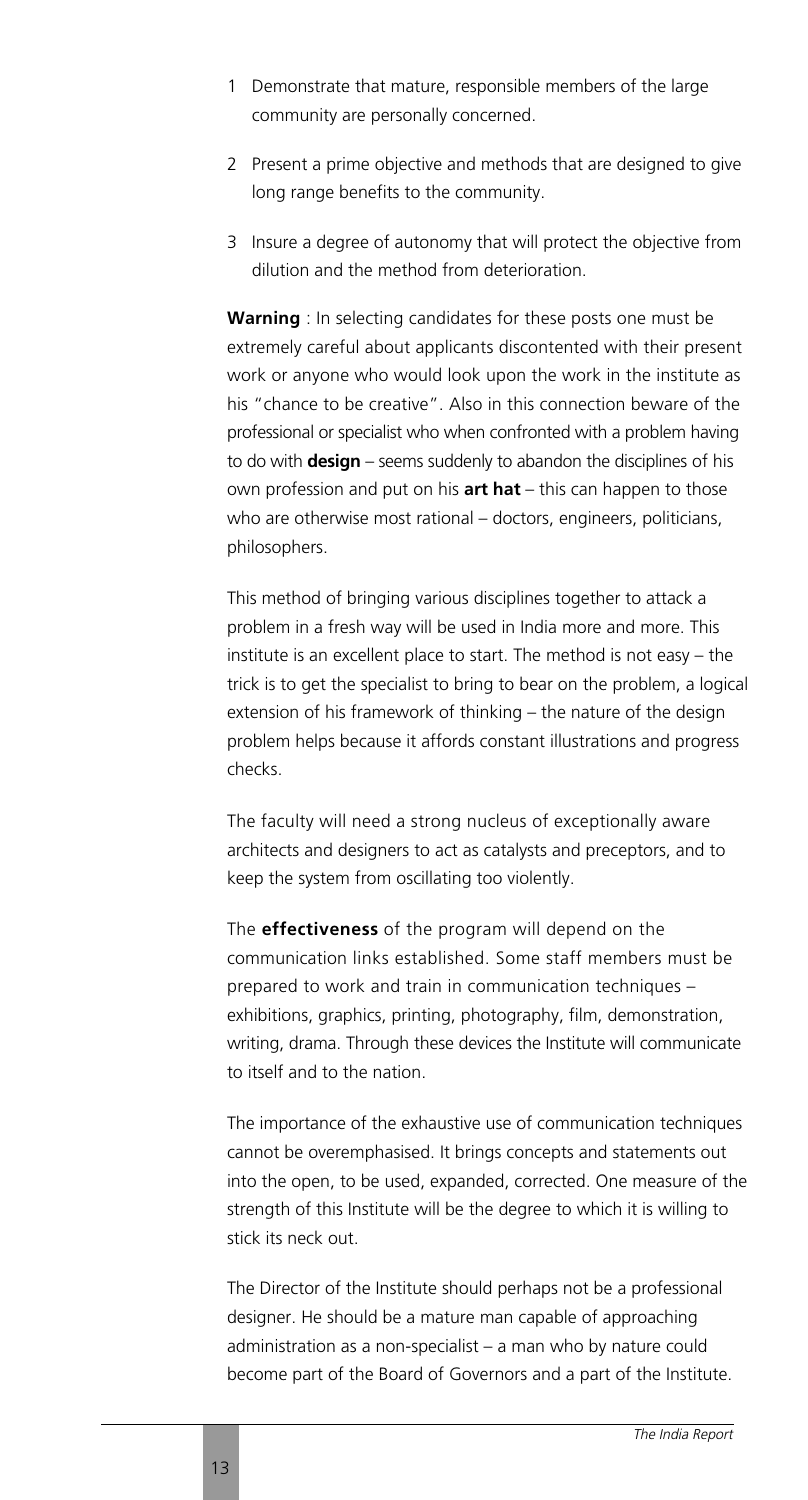1. Demonstrate that mature, responsible members of the large community are personally concerned.

2. Present a prime objective and methods that are designed to give long range benefits to the community.

3. Insure a degree of autonomy that will protect the objective from dilution and the method from deterioration.

**Warning** : In selecting candidates for these posts one must be extremely careful about applicants discontented with their present work or anyone who would look upon the work in the institute as his "chance to be creative". Also in this connection beware of the professional or specialist who when confronted with a problem having to do with **design** – seems suddenly to abandon the disciplines of his own profession and put on his **art hat** – this can happen to those who are otherwise most rational – doctors, engineers, politicians, philosophers.

This method of bringing various disciplines together to attack a problem in a fresh way will be used in India more and more. This institute is an excellent place to start. The method is not easy – the trick is to get the specialist to bring to bear on the problem, a logical extension of his framework of thinking – the nature of the design problem helps because it affords constant illustrations and progress checks.

The faculty will need a strong nucleus of exceptionally aware architects and designers to act as catalysts and preceptors, and to keep the system from oscillating too violently.

The **effectiveness** of the program will depend on the communication links established. Some staff members must be prepared to work and train in communication techniques – exhibitions, graphics, printing, photography, film, demonstration, writing, drama. Through these devices the Institute will communicate to itself and to the nation.

The importance of the exhaustive use of communication techniques cannot be overemphasised. It brings concepts and statements out into the open, to be used, expanded, corrected. One measure of the strength of this Institute will be the degree to which it is willing to stick its neck out.

The Director of the Institute should perhaps not be a professional designer. He should be a mature man capable of approaching administration as a non-specialist – a man who by nature could become part of the Board of Governors and a part of the Institute.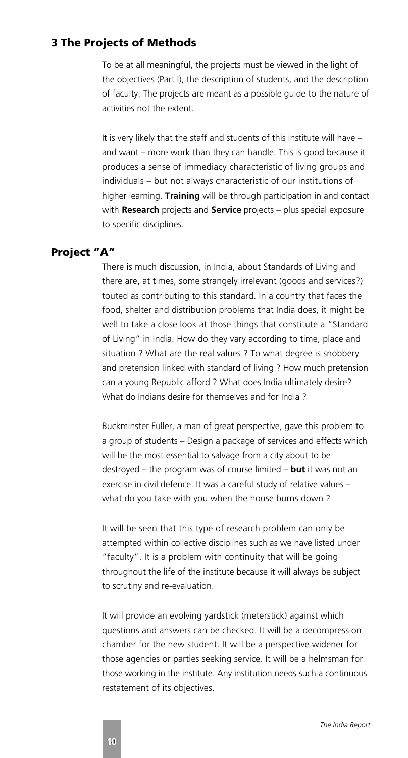## 3 The Projects of Methods

To be at all meaningful, the projects must be viewed in the light of the objectives (Part I), the description of students, and the description of faculty. The projects are meant as a possible guide to the nature of activities not the extent.

It is very likely that the staff and students of this institute will have – and want – more work than they can handle. This is good because it produces a sense of immediacy characteristic of living groups and individuals – but not always characteristic of our institutions of higher learning. **Training** will be through participation in and contact with **Research** projects and **Service** projects – plus special exposure to specific disciplines.

## Project "A"

There is much discussion, in India, about Standards of Living and there are, at times, some strangely irrelevant (goods and services?) touted as contributing to this standard. In a country that faces the food, shelter and distribution problems that India does, it might be well to take a close look at those things that constitute a "Standard of Living" in India. How do they vary according to time, place and situation ? What are the real values ? To what degree is snobbery and pretension linked with standard of living ? How much pretension can a young Republic afford ? What does India ultimately desire? What do Indians desire for themselves and for India ?

Buckminster Fuller, a man of great perspective, gave this problem to a group of students – Design a package of services and effects which will be the most essential to salvage from a city about to be destroyed – the program was of course limited – **but** it was not an exercise in civil defence. It was a careful study of relative values – what do you take with you when the house burns down ?

It will be seen that this type of research problem can only be attempted within collective disciplines such as we have listed under "faculty". It is a problem with continuity that will be going throughout the life of the institute because it will always be subject to scrutiny and re-evaluation.

It will provide an evolving yardstick (meterstick) against which questions and answers can be checked. It will be a decompression chamber for the new student. It will be a perspective widener for those agencies or parties seeking service. It will be a helmsman for those working in the institute. Any institution needs such a continuous restatement of its objectives.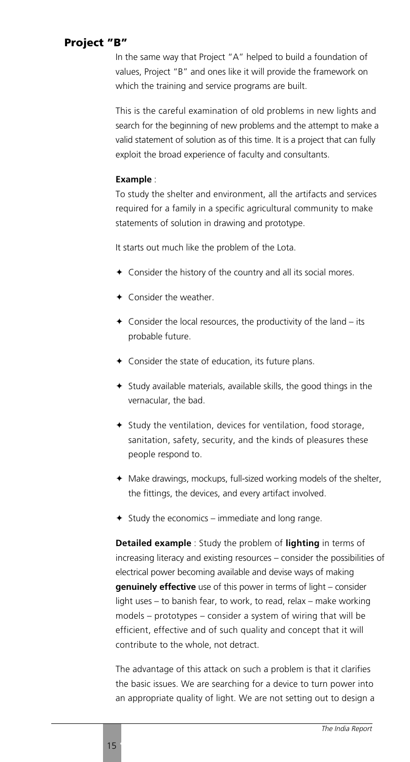## Project "B"

In the same way that Project "A" helped to build a foundation of values, Project "B" and ones like it will provide the framework on which the training and service programs are built.

This is the careful examination of old problems in new lights and search for the beginning of new problems and the attempt to make a valid statement of solution as of this time. It is a project that can fully exploit the broad experience of faculty and consultants.

**Example** :

To study the shelter and environment, all the artifacts and services required for a family in a specific agricultural community to make statements of solution in drawing and prototype.

It starts out much like the problem of the Lota.

- ✦ Consider the history of the country and all its social mores.
- ✦ Consider the weather.
- ✦ Consider the local resources, the productivity of the land – its probable future.
- ✦ Consider the state of education, its future plans.
- ✦ Study available materials, available skills, the good things in the vernacular, the bad.
- ✦ Study the ventilation, devices for ventilation, food storage, sanitation, safety, security, and the kinds of pleasures these people respond to.
- ✦ Make drawings, mockups, full-sized working models of the shelter, the fittings, the devices, and every artifact involved.
- ✦ Study the economics – immediate and long range.

**Detailed example** : Study the problem of **lighting** in terms of increasing literacy and existing resources – consider the possibilities of electrical power becoming available and devise ways of making **genuinely effective** use of this power in terms of light – consider light uses – to banish fear, to work, to read, relax – make working models – prototypes – consider a system of wiring that will be efficient, effective and of such quality and concept that it will contribute to the whole, not detract.

The advantage of this attack on such a problem is that it clarifies the basic issues. We are searching for a device to turn power into an appropriate quality of light. We are not setting out to design a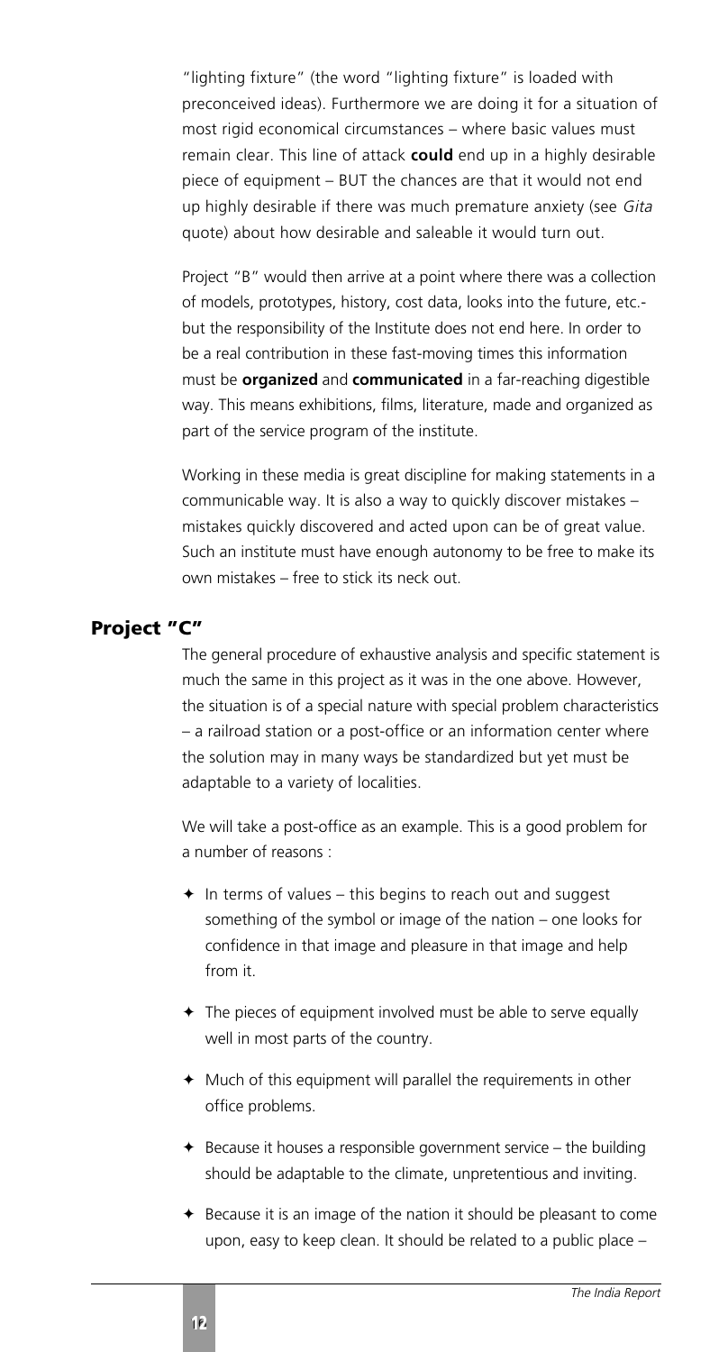"lighting fixture" (the word "lighting fixture" is loaded with preconceived ideas). Furthermore we are doing it for a situation of most rigid economical circumstances – where basic values must remain clear. This line of attack **could** end up in a highly desirable piece of equipment – BUT the chances are that it would not end up highly desirable if there was much premature anxiety (see *Gita* quote) about how desirable and saleable it would turn out.

Project "B" would then arrive at a point where there was a collection of models, prototypes, history, cost data, looks into the future, etc.- but the responsibility of the Institute does not end here. In order to be a real contribution in these fast-moving times this information must be **organized** and **communicated** in a far-reaching digestible way. This means exhibitions, films, literature, made and organized as part of the service program of the institute.

Working in these media is great discipline for making statements in a communicable way. It is also a way to quickly discover mistakes – mistakes quickly discovered and acted upon can be of great value. Such an institute must have enough autonomy to be free to make its own mistakes – free to stick its neck out.

## Project "C"

The general procedure of exhaustive analysis and specific statement is much the same in this project as it was in the one above. However, the situation is of a special nature with special problem characteristics – a railroad station or a post-office or an information center where the solution may in many ways be standardized but yet must be adaptable to a variety of localities.

We will take a post-office as an example. This is a good problem for a number of reasons :

- In terms of values – this begins to reach out and suggest something of the symbol or image of the nation – one looks for confidence in that image and pleasure in that image and help from it.
- The pieces of equipment involved must be able to serve equally well in most parts of the country.
- Much of this equipment will parallel the requirements in other office problems.
- Because it houses a responsible government service – the building should be adaptable to the climate, unpretentious and inviting.
- Because it is an image of the nation it should be pleasant to come upon, easy to keep clean. It should be related to a public place –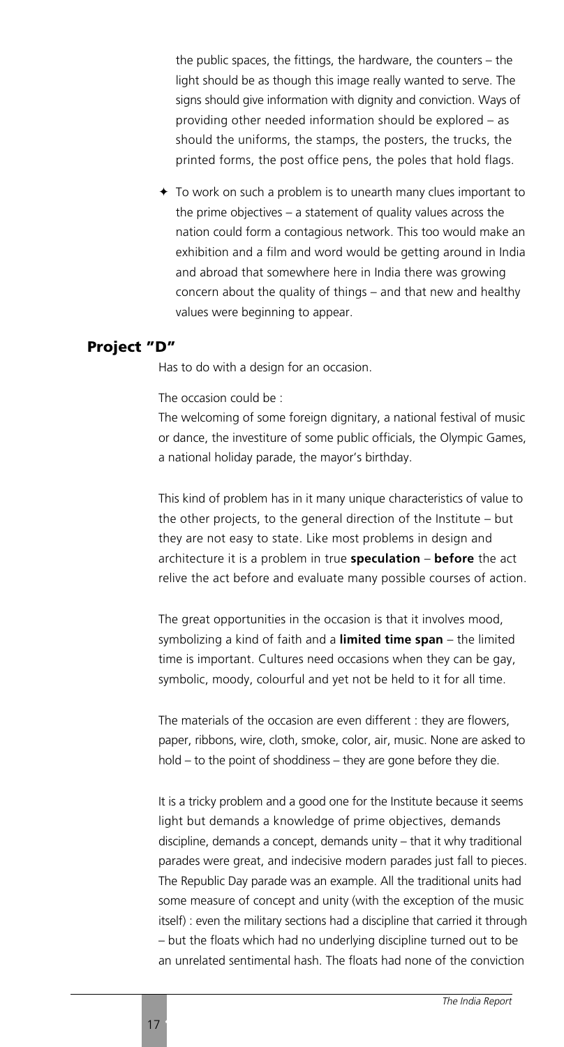the public spaces, the fittings, the hardware, the counters – the light should be as though this image really wanted to serve. The signs should give information with dignity and conviction. Ways of providing other needed information should be explored – as should the uniforms, the stamps, the posters, the trucks, the printed forms, the post office pens, the poles that hold flags.

✦ To work on such a problem is to unearth many clues important to the prime objectives – a statement of quality values across the nation could form a contagious network. This too would make an exhibition and a film and word would be getting around in India and abroad that somewhere here in India there was growing concern about the quality of things – and that new and healthy values were beginning to appear.

## Project "D"

Has to do with a design for an occasion.

The occasion could be :
The welcoming of some foreign dignitary, a national festival of music or dance, the investiture of some public officials, the Olympic Games, a national holiday parade, the mayor's birthday.

This kind of problem has in it many unique characteristics of value to the other projects, to the general direction of the Institute – but they are not easy to state. Like most problems in design and architecture it is a problem in true **speculation** – **before** the act relive the act before and evaluate many possible courses of action.

The great opportunities in the occasion is that it involves mood, symbolizing a kind of faith and a **limited time span** – the limited time is important. Cultures need occasions when they can be gay, symbolic, moody, colourful and yet not be held to it for all time.

The materials of the occasion are even different : they are flowers, paper, ribbons, wire, cloth, smoke, color, air, music. None are asked to hold – to the point of shoddiness – they are gone before they die.

It is a tricky problem and a good one for the Institute because it seems light but demands a knowledge of prime objectives, demands discipline, demands a concept, demands unity – that it why traditional parades were great, and indecisive modern parades just fall to pieces. The Republic Day parade was an example. All the traditional units had some measure of concept and unity (with the exception of the music itself) : even the military sections had a discipline that carried it through – but the floats which had no underlying discipline turned out to be an unrelated sentimental hash. The floats had none of the conviction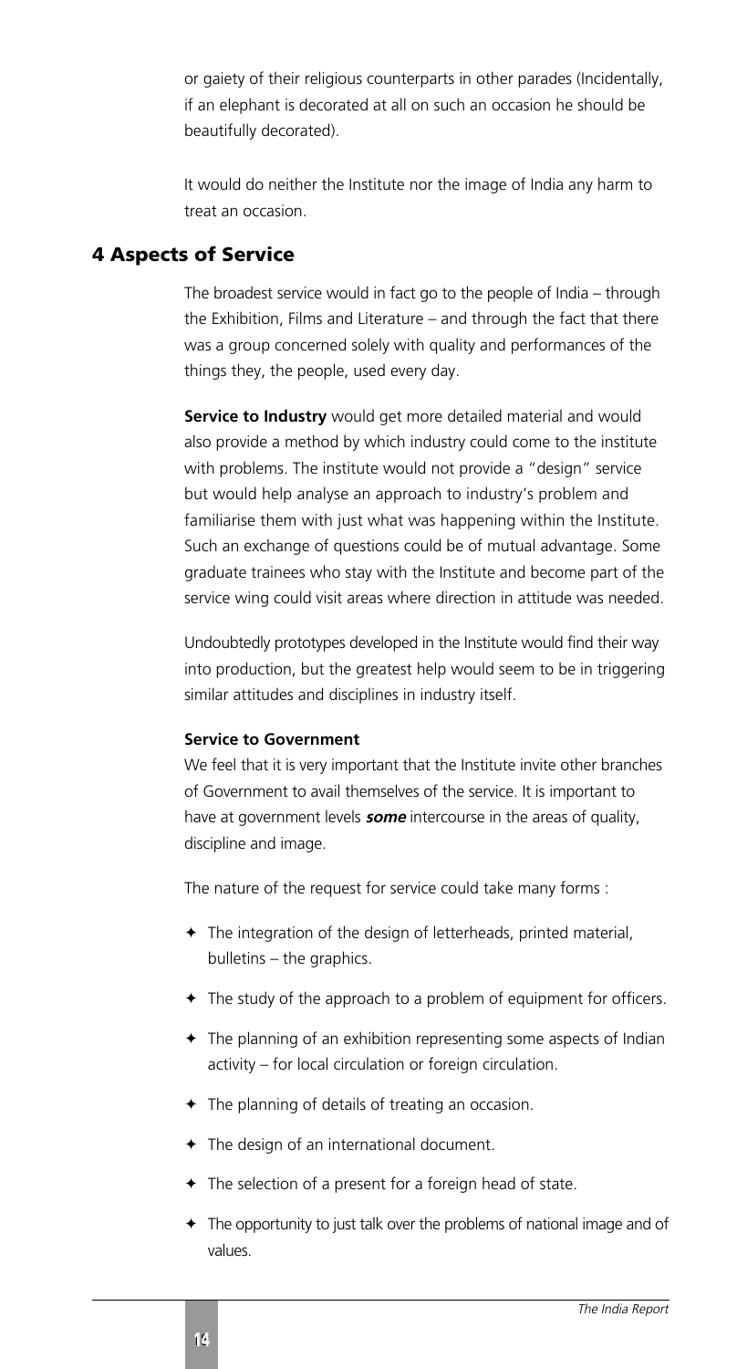or gaiety of their religious counterparts in other parades (Incidentally, if an elephant is decorated at all on such an occasion he should be beautifully decorated).

It would do neither the Institute nor the image of India any harm to treat an occasion.

## 4 Aspects of Service

The broadest service would in fact go to the people of India – through the Exhibition, Films and Literature – and through the fact that there was a group concerned solely with quality and performances of the things they, the people, used every day.

**Service to Industry** would get more detailed material and would also provide a method by which industry could come to the institute with problems. The institute would not provide a "design" service but would help analyse an approach to industry's problem and familiarise them with just what was happening within the Institute. Such an exchange of questions could be of mutual advantage. Some graduate trainees who stay with the Institute and become part of the service wing could visit areas where direction in attitude was needed.

Undoubtedly prototypes developed in the Institute would find their way into production, but the greatest help would seem to be in triggering similar attitudes and disciplines in industry itself.

**Service to Government**

We feel that it is very important that the Institute invite other branches of Government to avail themselves of the service. It is important to have at government levels ***some*** intercourse in the areas of quality, discipline and image.

The nature of the request for service could take many forms :

- The integration of the design of letterheads, printed material, bulletins – the graphics.
- The study of the approach to a problem of equipment for officers.
- The planning of an exhibition representing some aspects of Indian activity – for local circulation or foreign circulation.
- The planning of details of treating an occasion.
- The design of an international document.
- The selection of a present for a foreign head of state.
- The opportunity to just talk over the problems of national image and of values.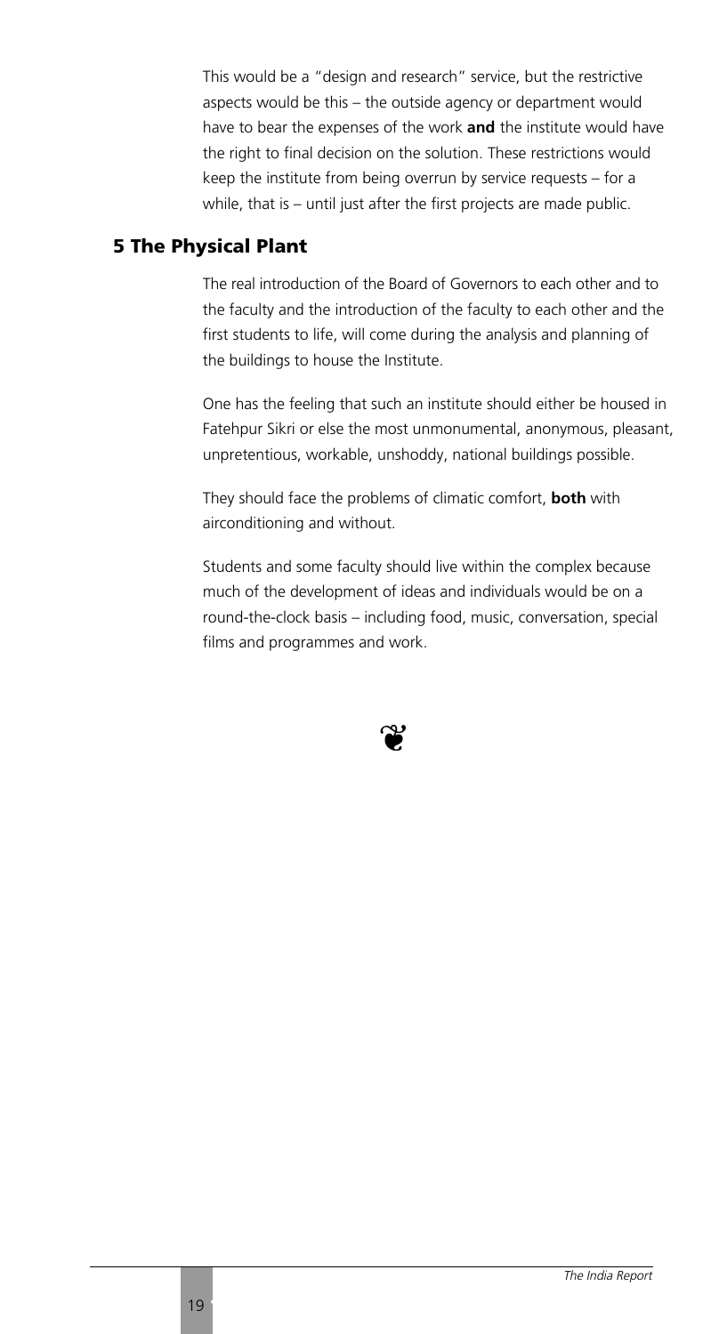This would be a "design and research" service, but the restrictive aspects would be this – the outside agency or department would have to bear the expenses of the work **and** the institute would have the right to final decision on the solution. These restrictions would keep the institute from being overrun by service requests – for a while, that is – until just after the first projects are made public.

## 5 The Physical Plant

The real introduction of the Board of Governors to each other and to the faculty and the introduction of the faculty to each other and the first students to life, will come during the analysis and planning of the buildings to house the Institute.

One has the feeling that such an institute should either be housed in Fatehpur Sikri or else the most unmonumental, anonymous, pleasant, unpretentious, workable, unshoddy, national buildings possible.

They should face the problems of climatic comfort, **both** with airconditioning and without.

Students and some faculty should live within the complex because much of the development of ideas and individuals would be on a round-the-clock basis – including food, music, conversation, special films and programmes and work.

❦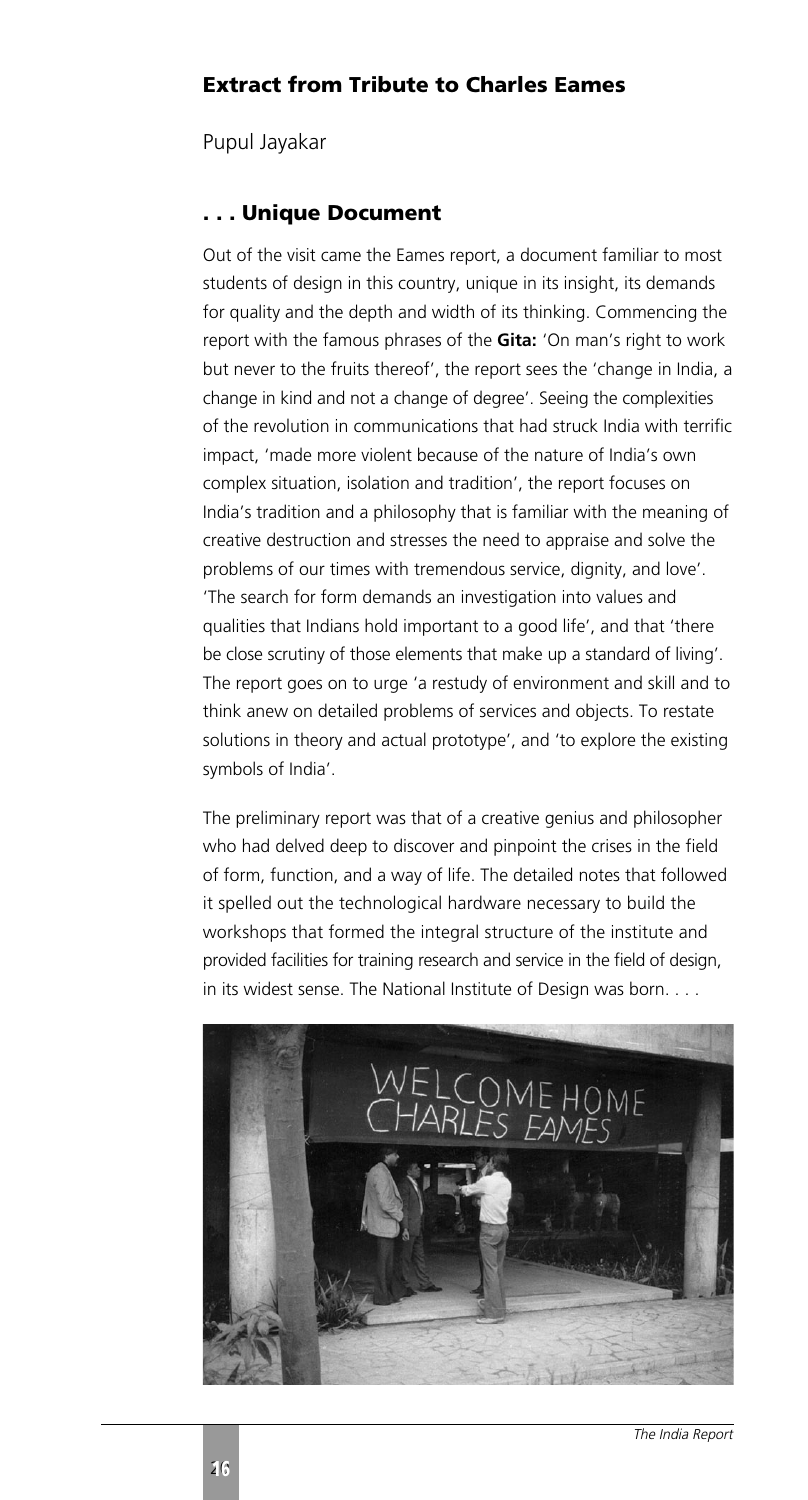## Extract from Tribute to Charles Eames

Pupul Jayakar

### . . . Unique Document

Out of the visit came the Eames report, a document familiar to most students of design in this country, unique in its insight, its demands for quality and the depth and width of its thinking. Commencing the report with the famous phrases of the **Gita:** 'On man's right to work but never to the fruits thereof', the report sees the 'change in India, a change in kind and not a change of degree'. Seeing the complexities of the revolution in communications that had struck India with terrific impact, 'made more violent because of the nature of India's own complex situation, isolation and tradition', the report focuses on India's tradition and a philosophy that is familiar with the meaning of creative destruction and stresses the need to appraise and solve the problems of our times with tremendous service, dignity, and love'. 'The search for form demands an investigation into values and qualities that Indians hold important to a good life', and that 'there be close scrutiny of those elements that make up a standard of living'. The report goes on to urge 'a restudy of environment and skill and to think anew on detailed problems of services and objects. To restate solutions in theory and actual prototype', and 'to explore the existing symbols of India'.

The preliminary report was that of a creative genius and philosopher who had delved deep to discover and pinpoint the crises in the field of form, function, and a way of life. The detailed notes that followed it spelled out the technological hardware necessary to build the workshops that formed the integral structure of the institute and provided facilities for training research and service in the field of design, in its widest sense. The National Institute of Design was born. . . .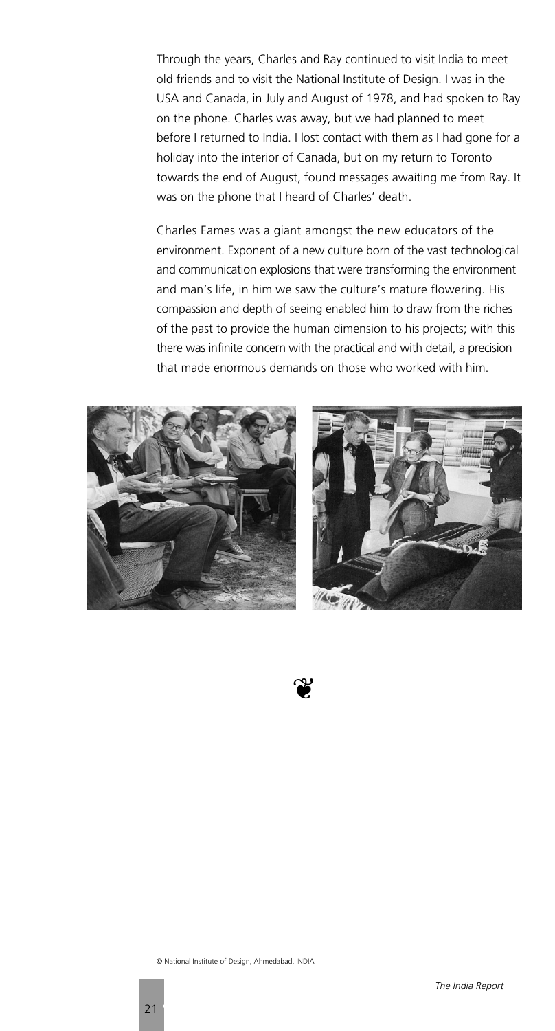Through the years, Charles and Ray continued to visit India to meet old friends and to visit the National Institute of Design. I was in the USA and Canada, in July and August of 1978, and had spoken to Ray on the phone. Charles was away, but we had planned to meet before I returned to India. I lost contact with them as I had gone for a holiday into the interior of Canada, but on my return to Toronto towards the end of August, found messages awaiting me from Ray. It was on the phone that I heard of Charles' death.

Charles Eames was a giant amongst the new educators of the environment. Exponent of a new culture born of the vast technological and communication explosions that were transforming the environment and man's life, in him we saw the culture's mature flowering. His compassion and depth of seeing enabled him to draw from the riches of the past to provide the human dimension to his projects; with this there was infinite concern with the practical and with detail, a precision that made enormous demands on those who worked with him.

❦

© National Institute of Design, Ahmedabad, INDIA